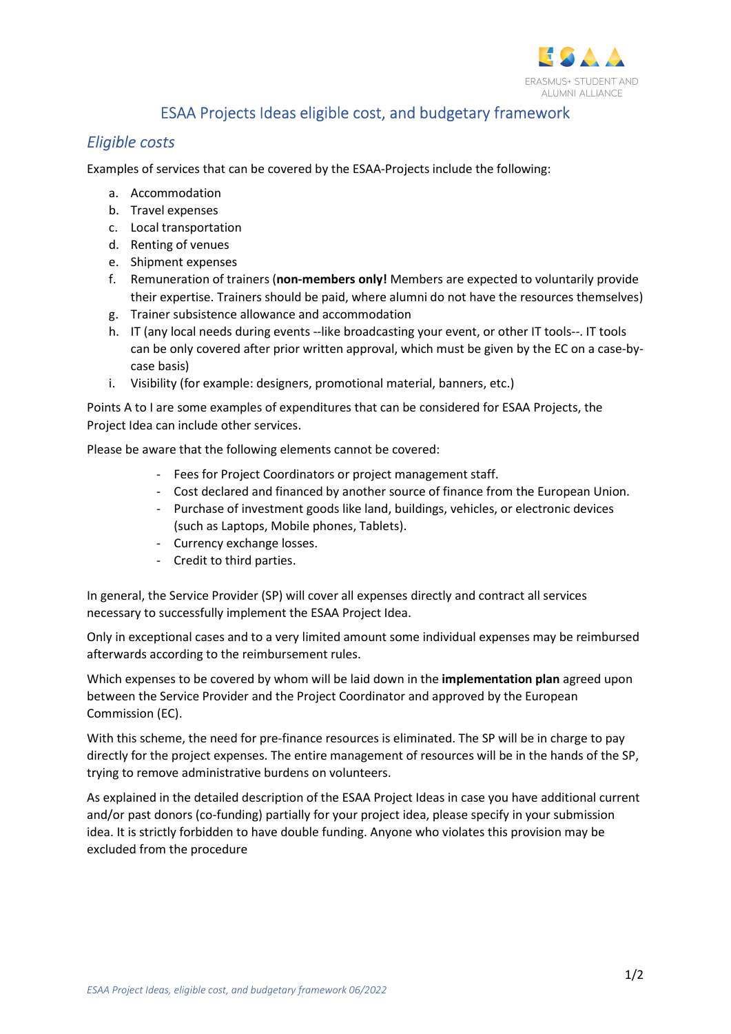# ESAA Projects Ideas eligible cost, and budgetary framework

## *Eligible costs*

Examples of services that can be covered by the ESAA-Projects include the following:

a. Accommodation
b. Travel expenses
c. Local transportation
d. Renting of venues
e. Shipment expenses
f. Remuneration of trainers (**non-members only!** Members are expected to voluntarily provide their expertise. Trainers should be paid, where alumni do not have the resources themselves)
g. Trainer subsistence allowance and accommodation
h. IT (any local needs during events --like broadcasting your event, or other IT tools--. IT tools can be only covered after prior written approval, which must be given by the EC on a case-by-case basis)
i. Visibility (for example: designers, promotional material, banners, etc.)

Points A to I are some examples of expenditures that can be considered for ESAA Projects, the Project Idea can include other services.

Please be aware that the following elements cannot be covered:

- Fees for Project Coordinators or project management staff.
- Cost declared and financed by another source of finance from the European Union.
- Purchase of investment goods like land, buildings, vehicles, or electronic devices (such as Laptops, Mobile phones, Tablets).
- Currency exchange losses.
- Credit to third parties.

In general, the Service Provider (SP) will cover all expenses directly and contract all services necessary to successfully implement the ESAA Project Idea.

Only in exceptional cases and to a very limited amount some individual expenses may be reimbursed afterwards according to the reimbursement rules.

Which expenses to be covered by whom will be laid down in the **implementation plan** agreed upon between the Service Provider and the Project Coordinator and approved by the European Commission (EC).

With this scheme, the need for pre-finance resources is eliminated. The SP will be in charge to pay directly for the project expenses. The entire management of resources will be in the hands of the SP, trying to remove administrative burdens on volunteers.

As explained in the detailed description of the ESAA Project Ideas in case you have additional current and/or past donors (co-funding) partially for your project idea, please specify in your submission idea. It is strictly forbidden to have double funding. Anyone who violates this provision may be excluded from the procedure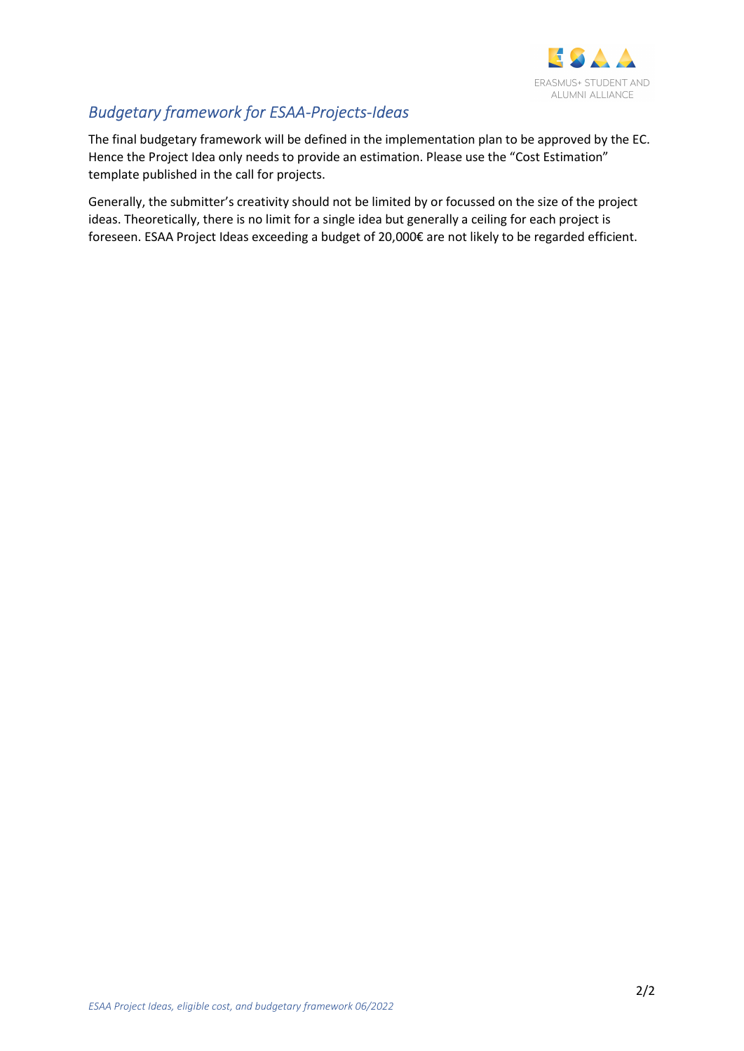## *Budgetary framework for ESAA-Projects-Ideas*

The final budgetary framework will be defined in the implementation plan to be approved by the EC. Hence the Project Idea only needs to provide an estimation. Please use the "Cost Estimation" template published in the call for projects.

Generally, the submitter's creativity should not be limited by or focussed on the size of the project ideas. Theoretically, there is no limit for a single idea but generally a ceiling for each project is foreseen. ESAA Project Ideas exceeding a budget of 20,000€ are not likely to be regarded efficient.